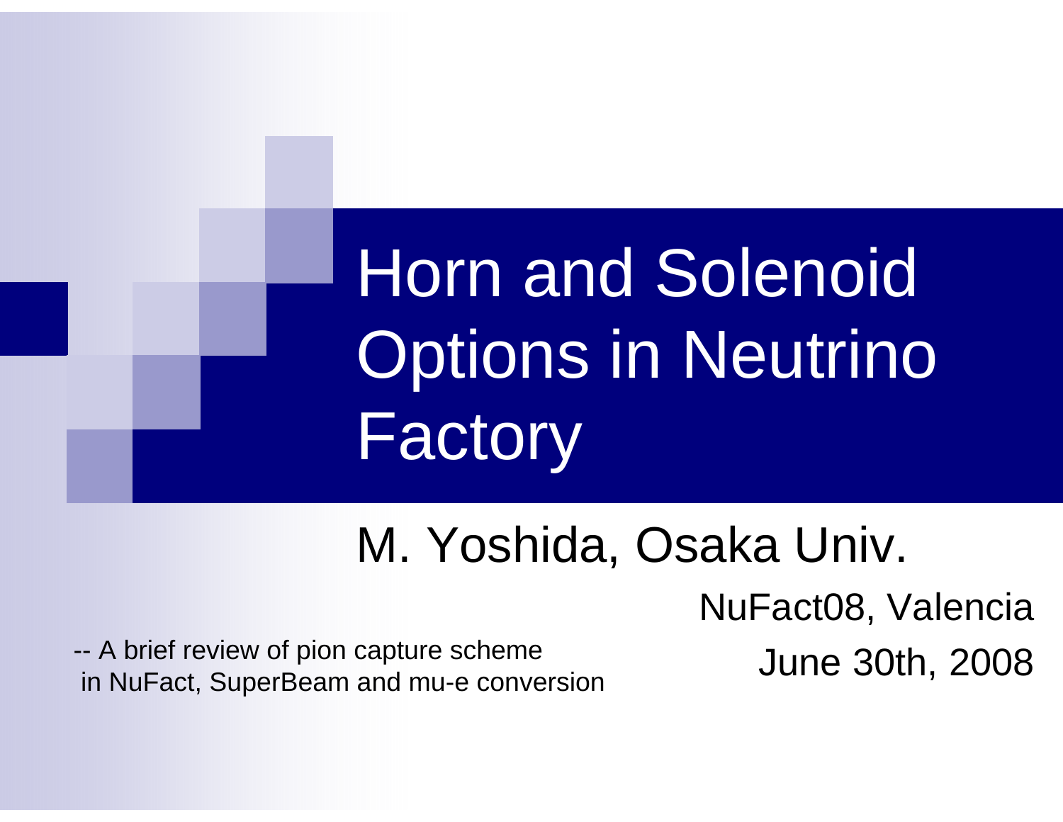# Horn and Solenoid Options in Neutrino Factory

M. Yoshida, Osaka Univ.

NuFact08, Valencia

June 30th, 2008

-- A brief review of pion capture scheme in NuFact, SuperBeam and mu-e conversion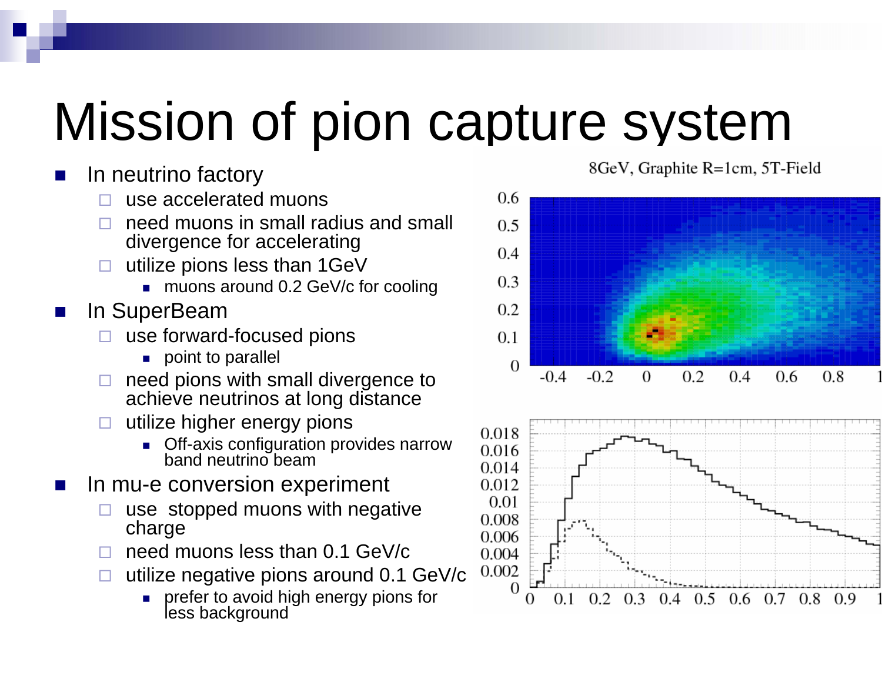# Mission of pion capture system

- In neutrino factory
  - use accelerated muons
  - need muons in small radius and small divergence for accelerating
  - utilize pions less than 1GeV
    - muons around 0.2 GeV/c for cooling
- In SuperBeam
  - use forward-focused pions
    - point to parallel
  - need pions with small divergence to achieve neutrinos at long distance
  - utilize higher energy pions
    - Off-axis configuration provides narrow band neutrino beam
- In mu-e conversion experiment
  - use stopped muons with negative charge
  - need muons less than 0.1 GeV/c
  - utilize negative pions around 0.1 GeV/c
    - prefer to avoid high energy pions for less background

8GeV, Graphite R=1cm, 5T-Field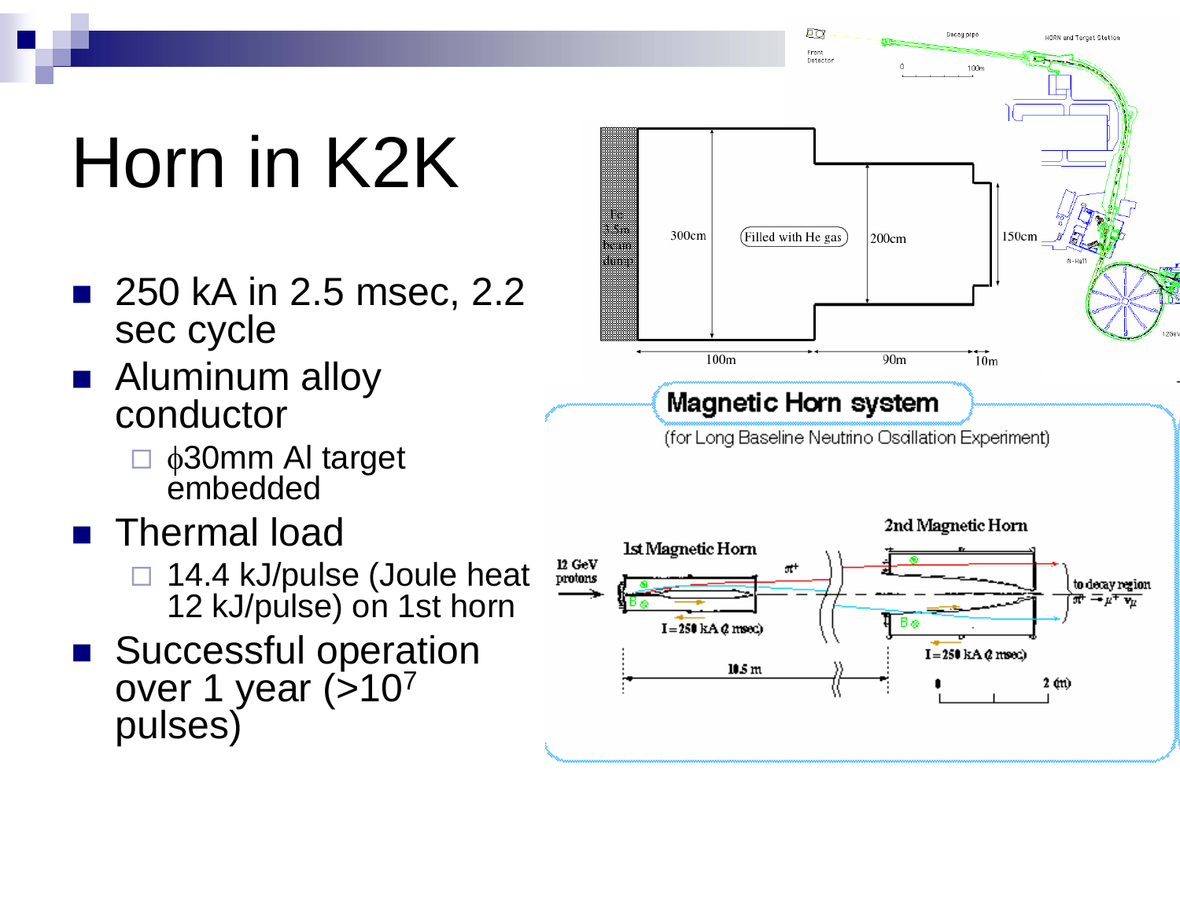# Horn in K2K

- 250 kA in 2.5 msec, 2.2 sec cycle
- Aluminum alloy conductor
  - ϕ30mm Al target embedded
- Thermal load
  - 14.4 kJ/pulse (Joule heat 12 kJ/pulse) on 1st horn
- Successful operation over 1 year (>$10^7$ pulses)

Magnetic Horn system

(for Long Baseline Neutrino Oscillation Experiment)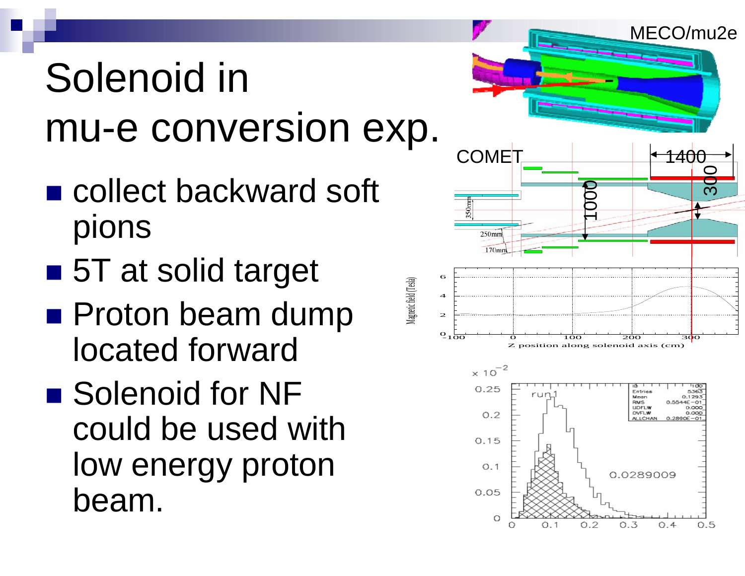# Solenoid in mu-e conversion exp.

- collect backward soft pions
- 5T at solid target
- Proton beam dump located forward
- Solenoid for NF could be used with low energy proton beam.

MECO/mu2e

COMET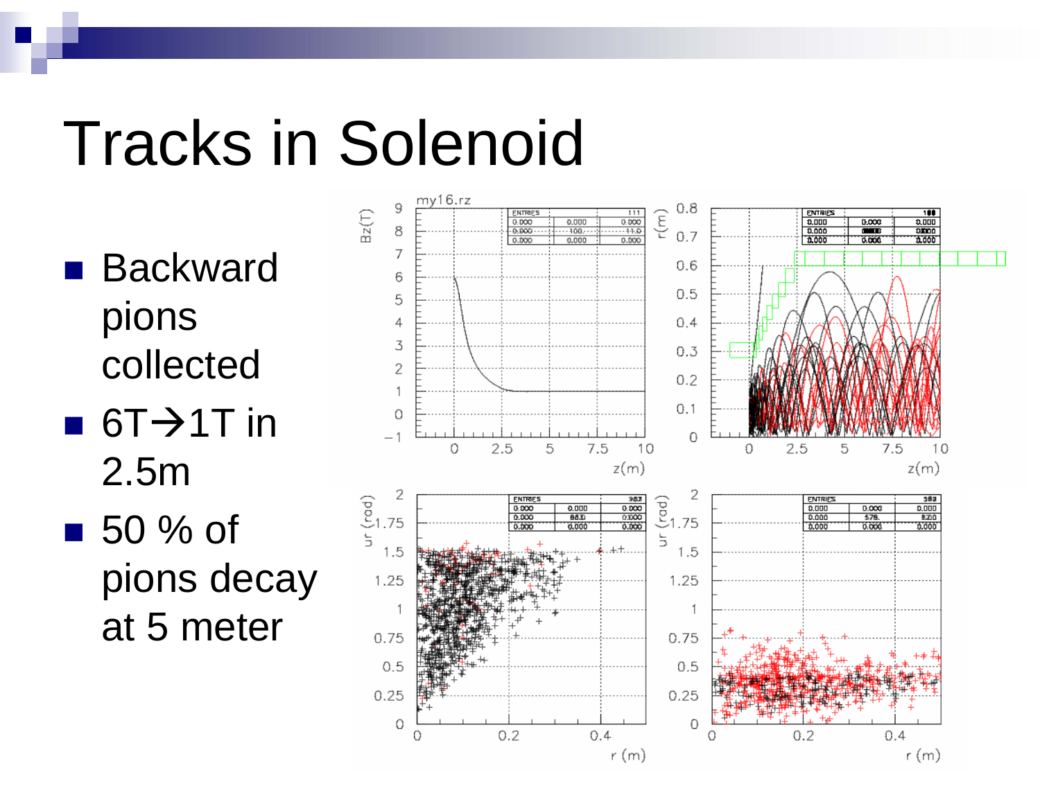# Tracks in Solenoid

- Backward pions collected
- 6T→1T in 2.5m
- 50 % of pions decay at 5 meter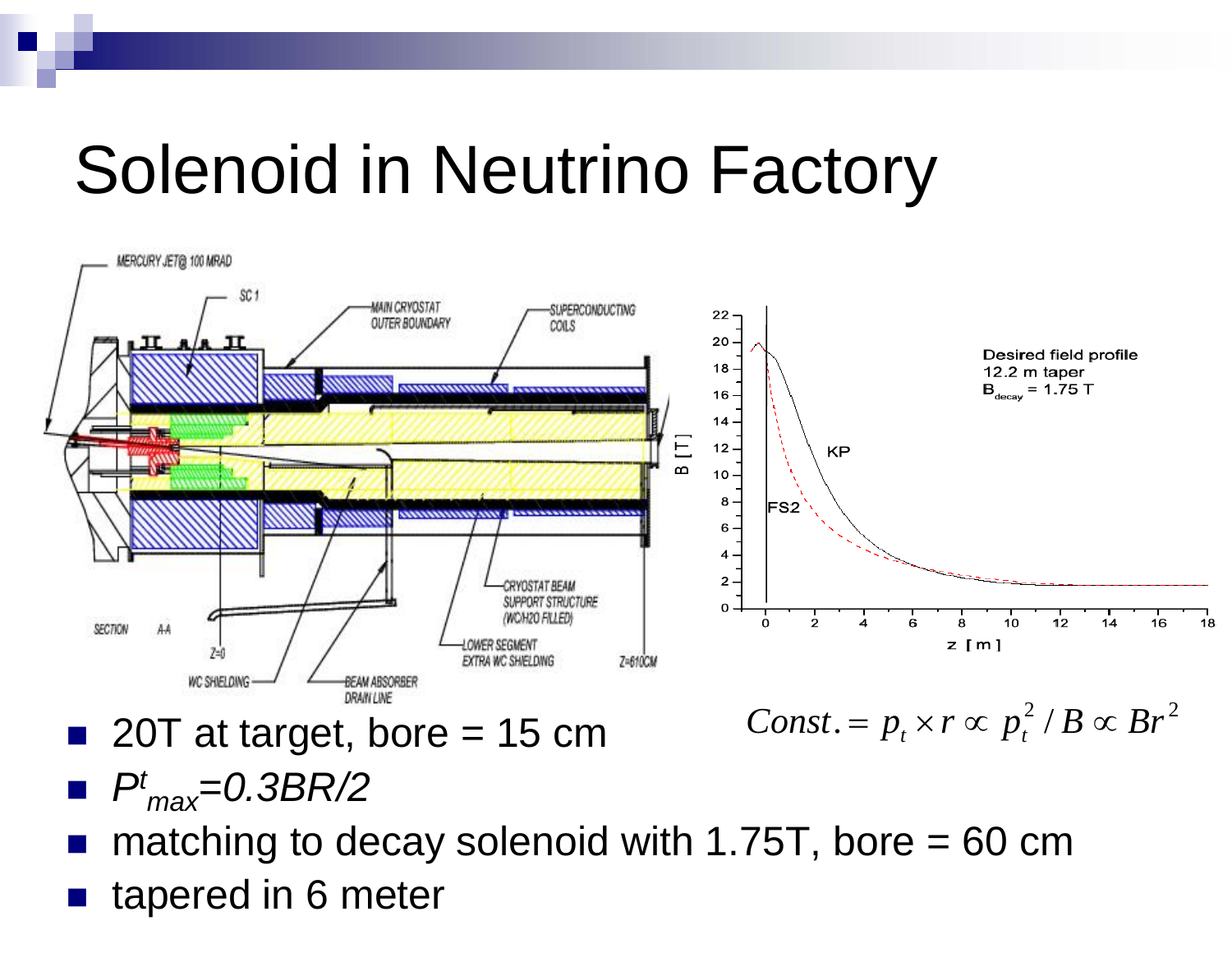# Solenoid in Neutrino Factory

$$Const. = p_t \times r \propto p_t^2 / B \propto Br^2$$

- 20T at target, bore = 15 cm
- $P^t_{max} = 0.3BR/2$
- matching to decay solenoid with 1.75T, bore = 60 cm
- tapered in 6 meter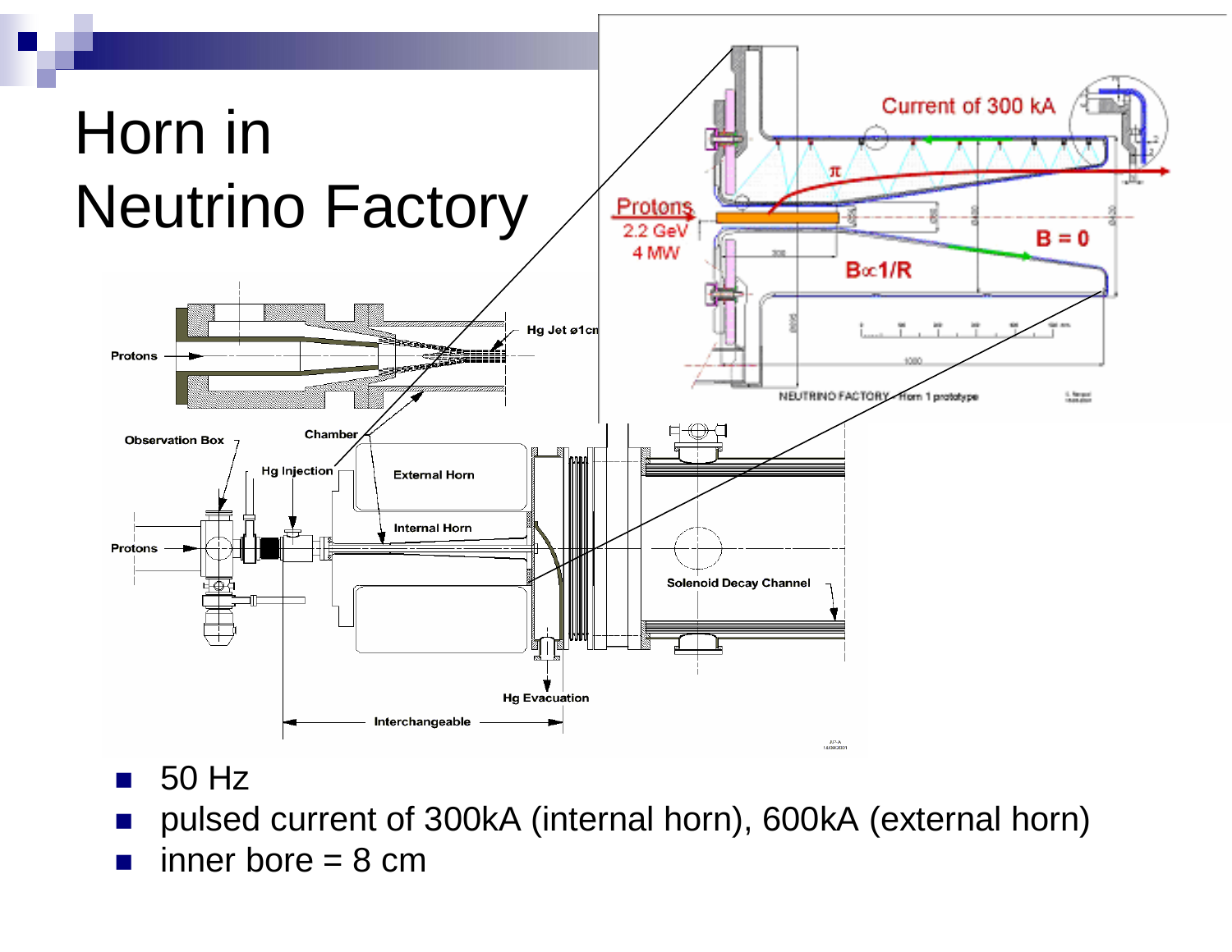# Horn in Neutrino Factory

- 50 Hz
- pulsed current of 300kA (internal horn), 600kA (external horn)
- inner bore = 8 cm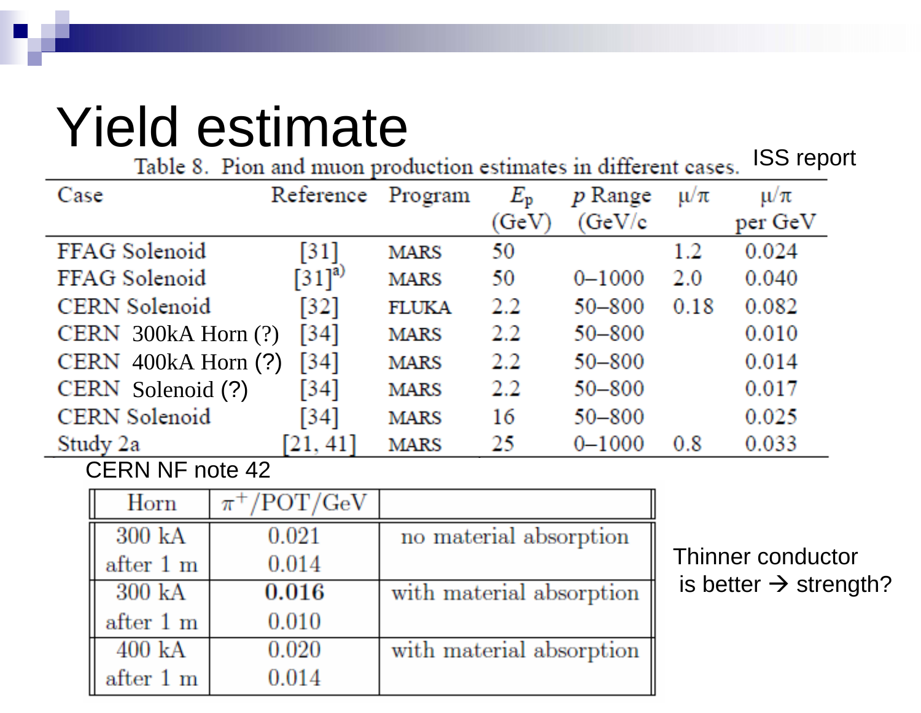# Yield estimate

ISS report

Table 8. Pion and muon production estimates in different cases.

| Case | Reference | Program | $E_p$ (GeV) | $p$ Range (GeV/c | $\mu/\pi$ | $\mu/\pi$ per GeV |
|---|---|---|---|---|---|---|
| FFAG Solenoid | [31] | MARS | 50 | | 1.2 | 0.024 |
| FFAG Solenoid | [31][a)] | MARS | 50 | 0–1000 | 2.0 | 0.040 |
| CERN Solenoid | [32] | FLUKA | 2.2 | 50–800 | 0.18 | 0.082 |
| CERN 300kA Horn (?) | [34] | MARS | 2.2 | 50–800 | | 0.010 |
| CERN 400kA Horn (?) | [34] | MARS | 2.2 | 50–800 | | 0.014 |
| CERN Solenoid (?) | [34] | MARS | 2.2 | 50–800 | | 0.017 |
| CERN Solenoid | [34] | MARS | 16 | 50–800 | | 0.025 |
| Study 2a | [21, 41] | MARS | 25 | 0–1000 | 0.8 | 0.033 |

CERN NF note 42

| Horn | $\pi^+$/POT/GeV | |
|---|---|---|
| 300 kA | 0.021 | no material absorption |
| after 1 m | 0.014 | |
| 300 kA | **0.016** | with material absorption |
| after 1 m | 0.010 | |
| 400 kA | 0.020 | with material absorption |
| after 1 m | 0.014 | |

Thinner conductor is better → strength?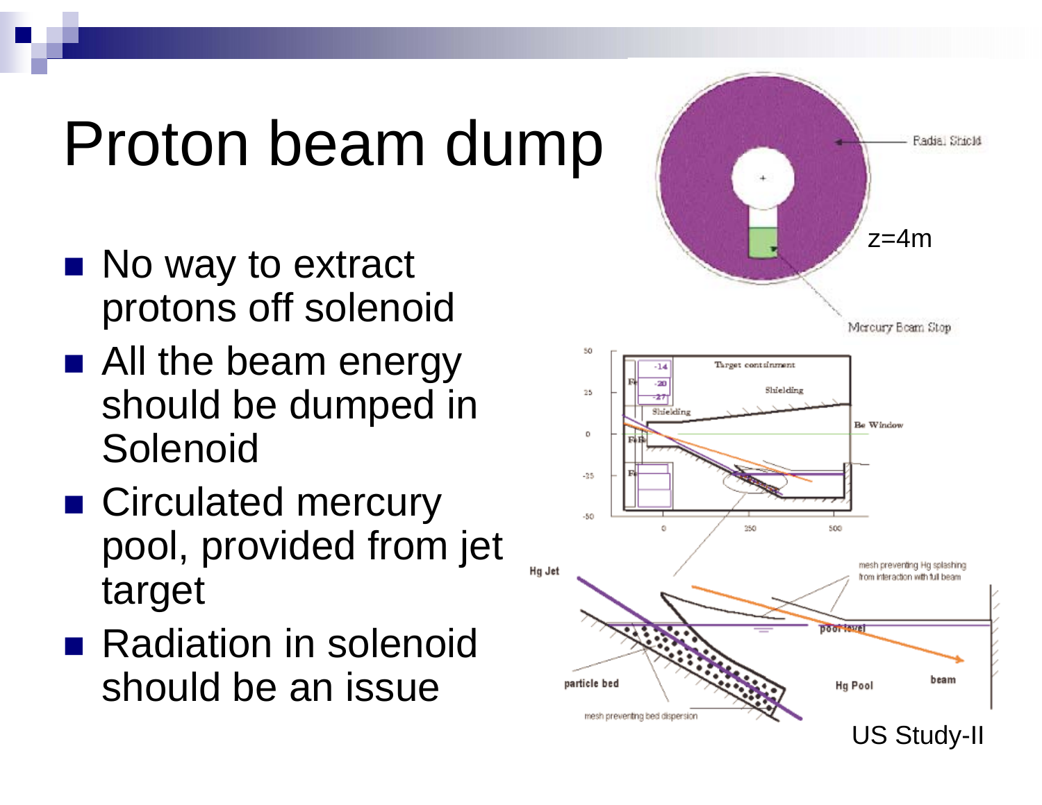# Proton beam dump

- No way to extract protons off solenoid
- All the beam energy should be dumped in Solenoid
- Circulated mercury pool, provided from jet target
- Radiation in solenoid should be an issue

z=4m

US Study-II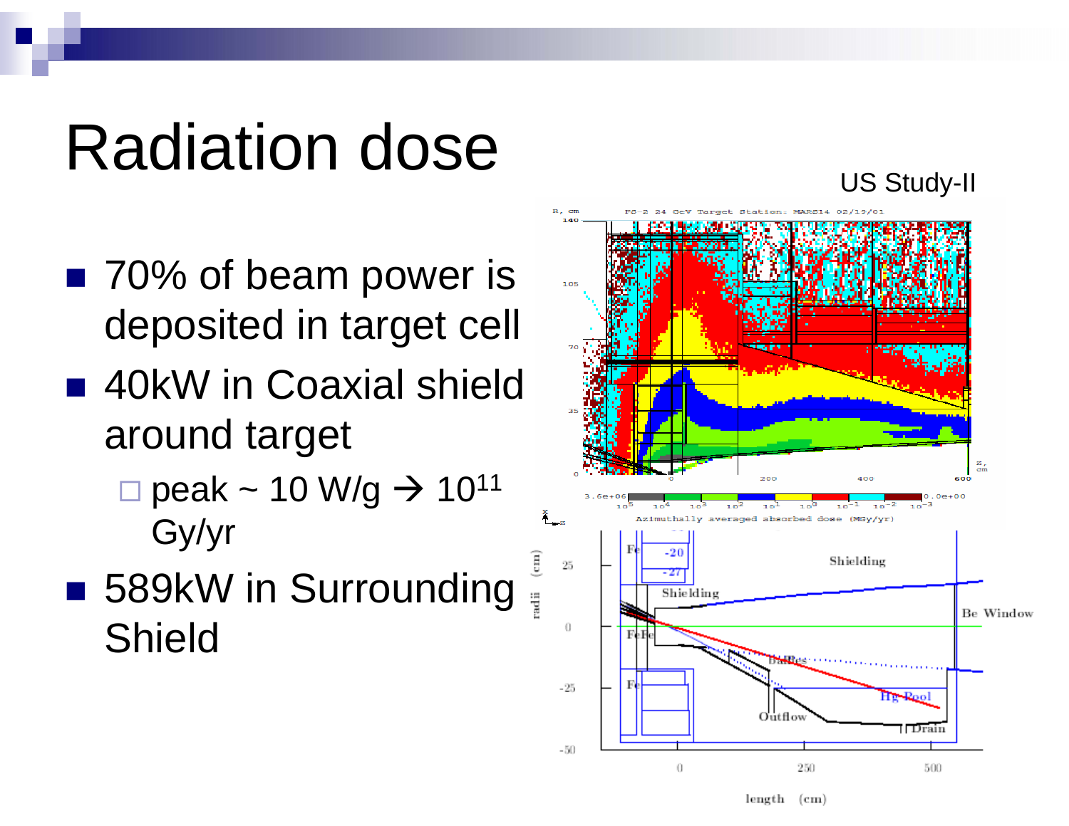# Radiation dose

US Study-II

- 70% of beam power is deposited in target cell
- 40kW in Coaxial shield around target
  - peak ~ 10 W/g → $10^{11}$ Gy/yr
- 589kW in Surrounding Shield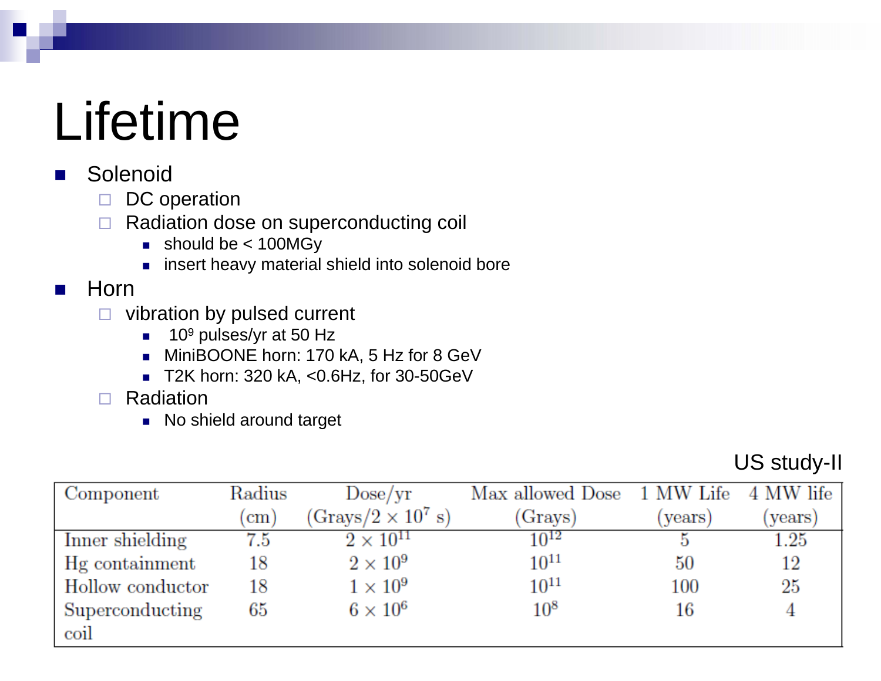# Lifetime

- Solenoid
  - DC operation
  - Radiation dose on superconducting coil
    - should be < 100MGy
    - insert heavy material shield into solenoid bore
- Horn
  - vibration by pulsed current
    - $10^9$ pulses/yr at 50 Hz
    - MiniBOONE horn: 170 kA, 5 Hz for 8 GeV
    - T2K horn: 320 kA, <0.6Hz, for 30-50GeV
  - Radiation
    - No shield around target

US study-II

| Component | Radius (cm) | Dose/yr (Grays/$2 \times 10^7$ s) | Max allowed Dose (Grays) | 1 MW Life (years) | 4 MW life (years) |
|---|---|---|---|---|---|
| Inner shielding | 7.5 | $2 \times 10^{11}$ | $10^{12}$ | 5 | 1.25 |
| Hg containment | 18 | $2 \times 10^9$ | $10^{11}$ | 50 | 12 |
| Hollow conductor | 18 | $1 \times 10^9$ | $10^{11}$ | 100 | 25 |
| Superconducting coil | 65 | $6 \times 10^6$ | $10^8$ | 16 | 4 |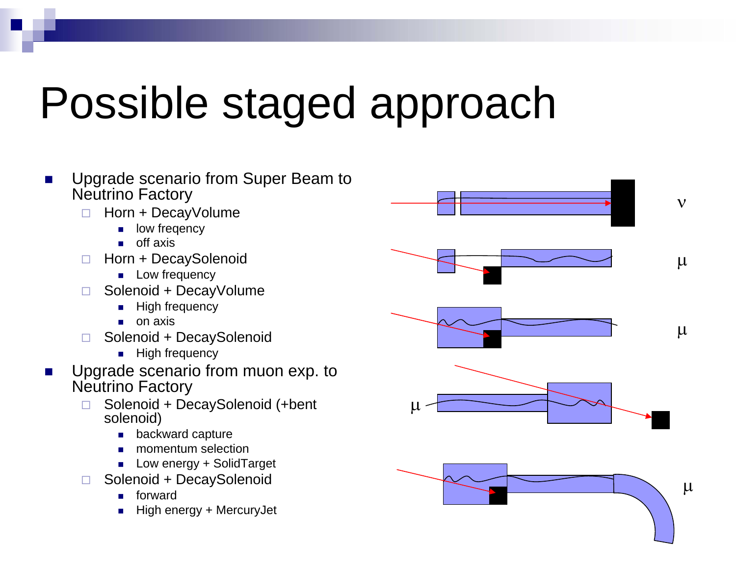# Possible staged approach

- Upgrade scenario from Super Beam to Neutrino Factory
  - Horn + DecayVolume
    - low freqency
    - off axis
  - Horn + DecaySolenoid
    - Low frequency
  - Solenoid + DecayVolume
    - High frequency
    - on axis
  - Solenoid + DecaySolenoid
    - High frequency
- Upgrade scenario from muon exp. to Neutrino Factory
  - Solenoid + DecaySolenoid (+bent solenoid)
    - backward capture
    - momentum selection
    - Low energy + SolidTarget
  - Solenoid + DecaySolenoid
    - forward
    - High energy + MercuryJet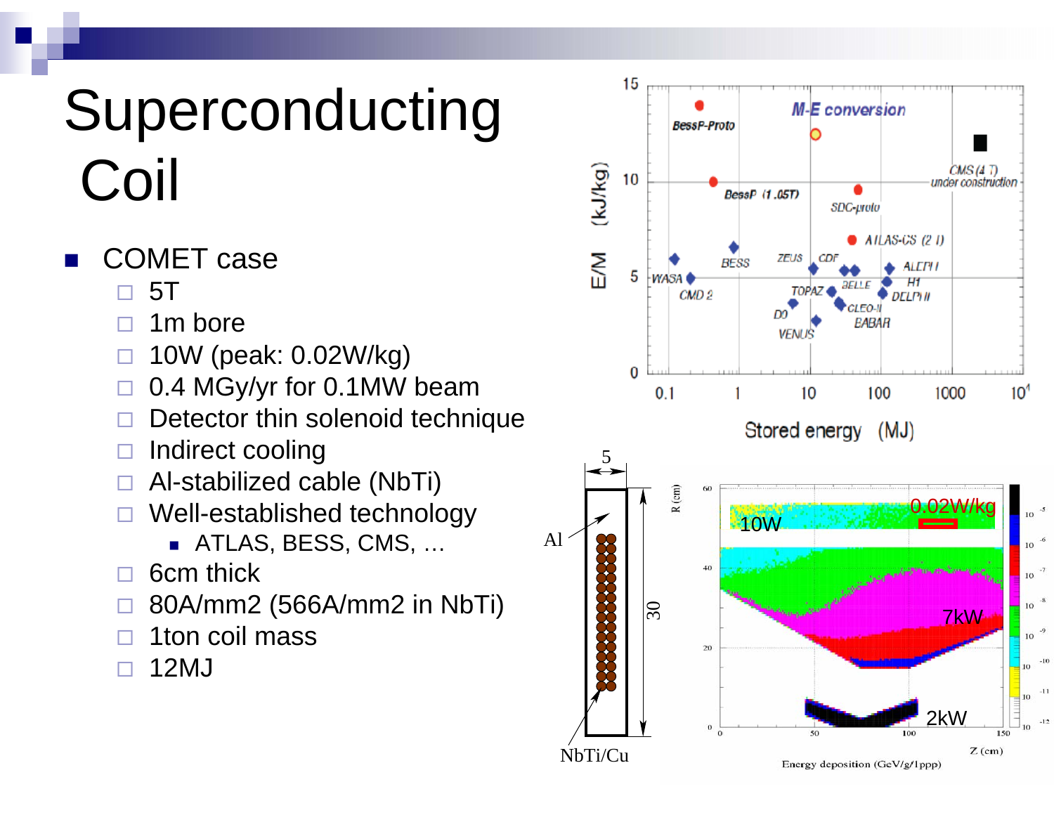# Superconducting Coil

- COMET case
  - 5T
  - 1m bore
  - 10W (peak: 0.02W/kg)
  - 0.4 MGy/yr for 0.1MW beam
  - Detector thin solenoid technique
  - Indirect cooling
  - Al-stabilized cable (NbTi)
  - Well-established technology
    - ATLAS, BESS, CMS, …
  - 6cm thick
  - 80A/mm2 (566A/mm2 in NbTi)
  - 1ton coil mass
  - 12MJ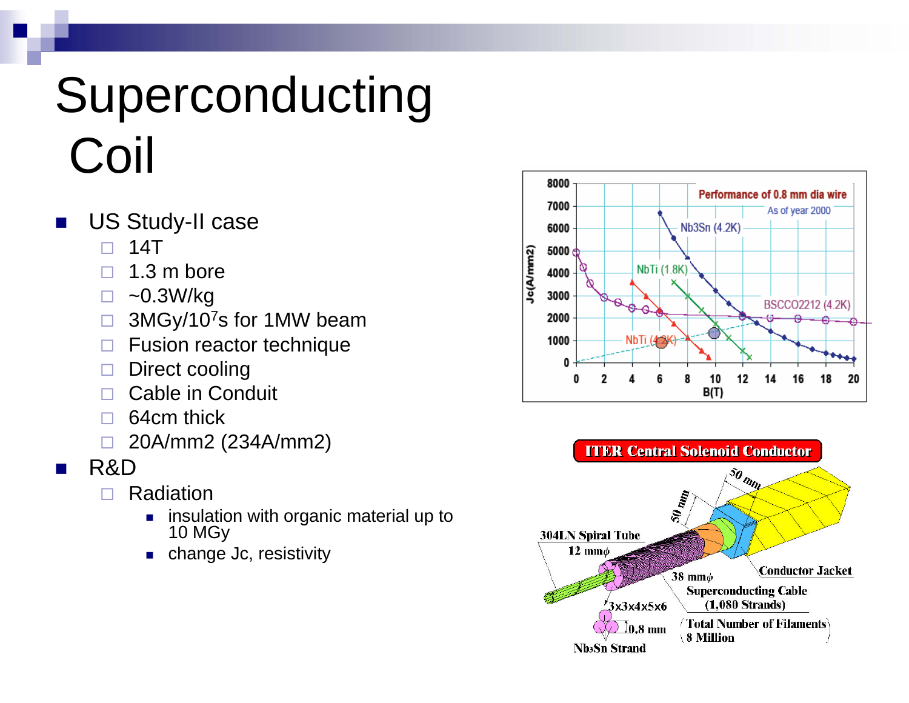# Superconducting Coil

- US Study-II case
  - 14T
  - 1.3 m bore
  - ~0.3W/kg
  - 3MGy/$10^7$s for 1MW beam
  - Fusion reactor technique
  - Direct cooling
  - Cable in Conduit
  - 64cm thick
  - 20A/mm2 (234A/mm2)
- R&D
  - Radiation
    - insulation with organic material up to 10 MGy
    - change Jc, resistivity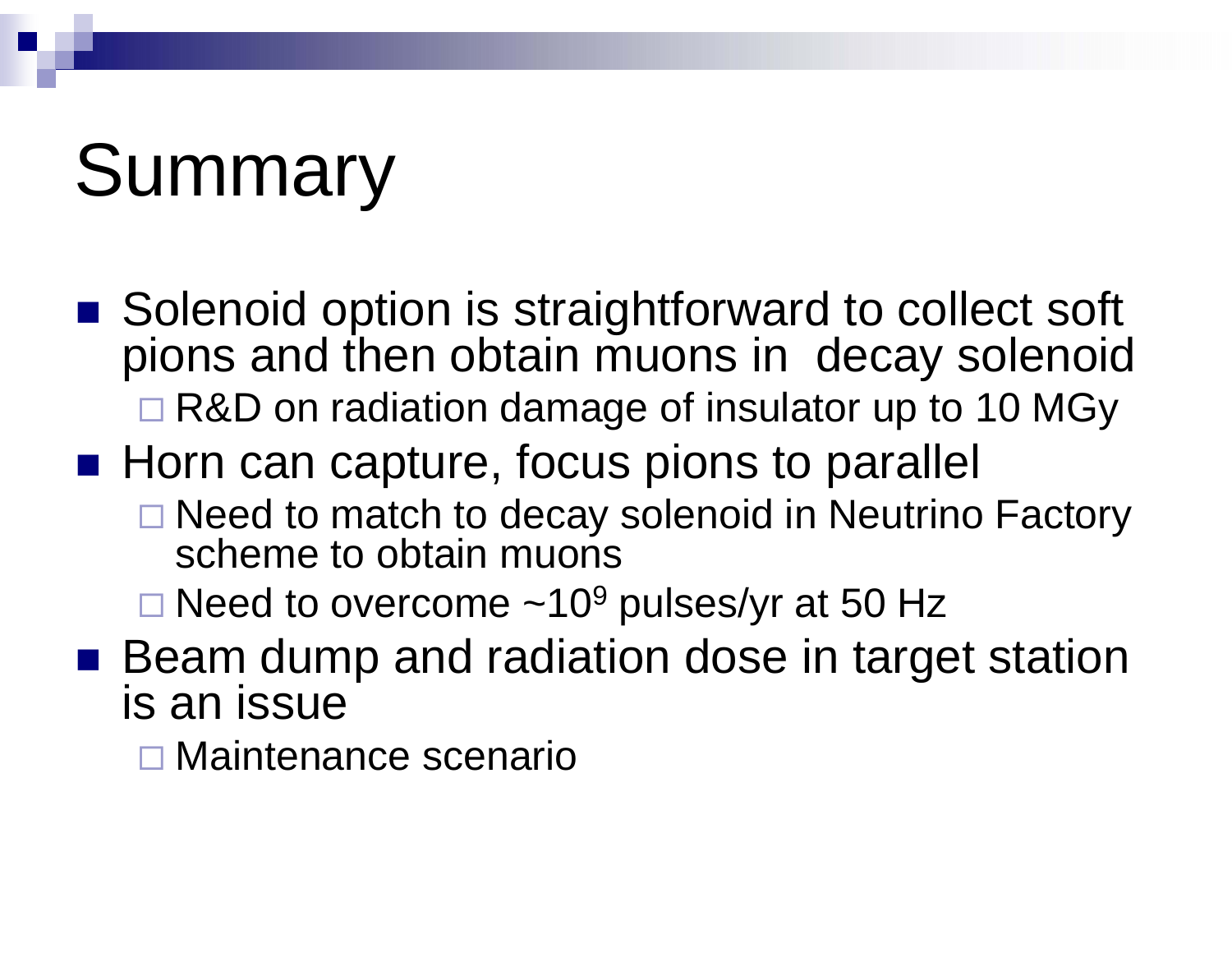# Summary

- Solenoid option is straightforward to collect soft pions and then obtain muons in decay solenoid
  - R&D on radiation damage of insulator up to 10 MGy
- Horn can capture, focus pions to parallel
  - Need to match to decay solenoid in Neutrino Factory scheme to obtain muons
  - Need to overcome ~$10^9$ pulses/yr at 50 Hz
- Beam dump and radiation dose in target station is an issue
  - Maintenance scenario